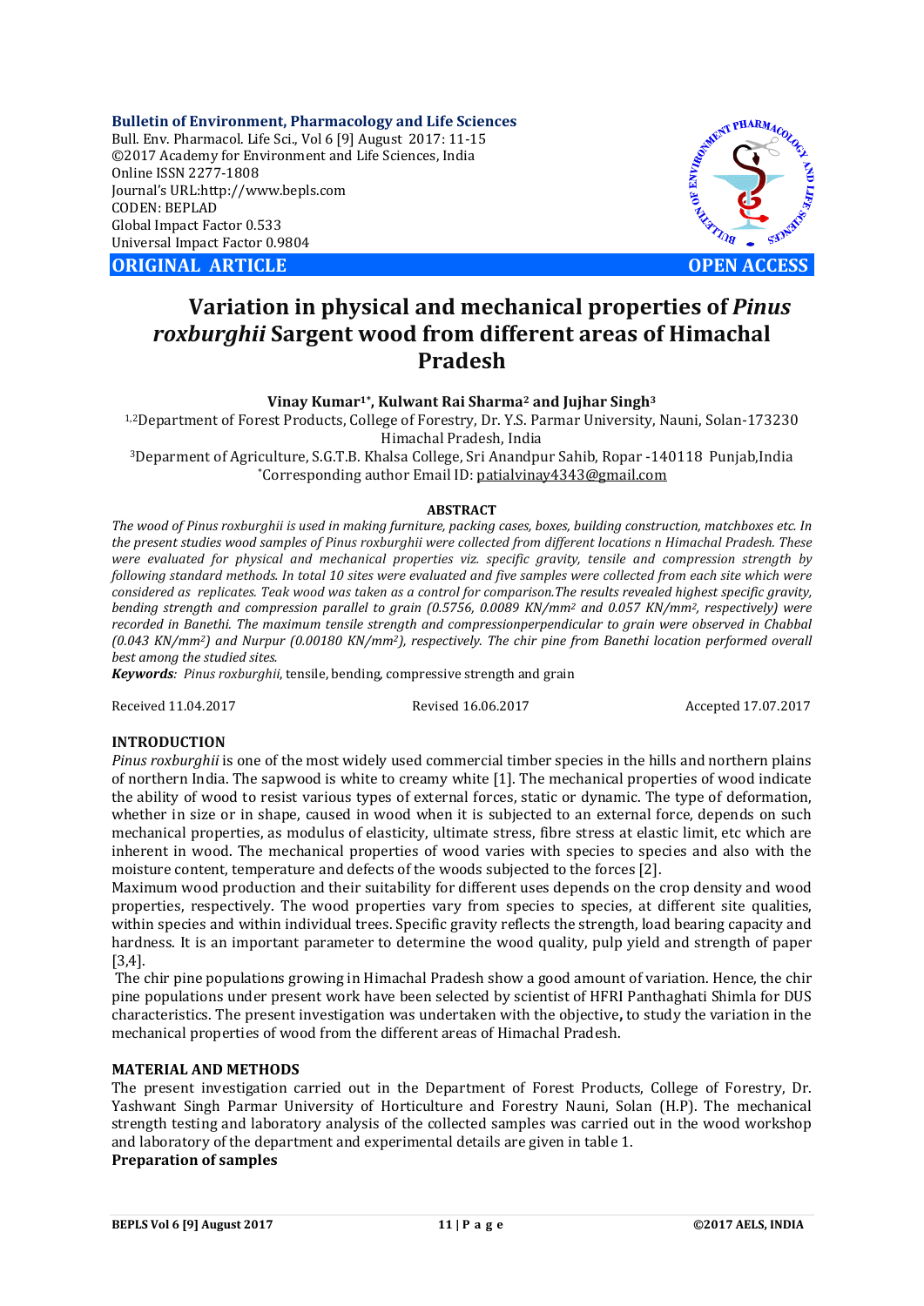**Bulletin of Environment, Pharmacology and Life Sciences**
Bull. Env. Pharmacol. Life Sci., Vol 6 [9] August 2017: 11-15
©2017 Academy for Environment and Life Sciences, India
Online ISSN 2277-1808
Journal's URL:http://www.bepls.com
CODEN: BEPLAD
Global Impact Factor 0.533
Universal Impact Factor 0.9804

**ORIGINAL ARTICLE** **OPEN ACCESS**

# Variation in physical and mechanical properties of *Pinus roxburghii* Sargent wood from different areas of Himachal Pradesh

**Vinay Kumar[1*], Kulwant Rai Sharma[2] and Jujhar Singh[3]**

[1,2]Department of Forest Products, College of Forestry, Dr. Y.S. Parmar University, Nauni, Solan-173230 Himachal Pradesh, India

[3]Deparment of Agriculture, S.G.T.B. Khalsa College, Sri Anandpur Sahib, Ropar -140118 Punjab,India

[*]Corresponding author Email ID: patialvinay4343@gmail.com

## ABSTRACT

*The wood of Pinus roxburghii is used in making furniture, packing cases, boxes, building construction, matchboxes etc. In the present studies wood samples of Pinus roxburghii were collected from different locations n Himachal Pradesh. These were evaluated for physical and mechanical properties viz. specific gravity, tensile and compression strength by following standard methods. In total 10 sites were evaluated and five samples were collected from each site which were considered as replicates. Teak wood was taken as a control for comparison.The results revealed highest specific gravity, bending strength and compression parallel to grain (0.5756, 0.0089 KN/mm$^2$ and 0.057 KN/mm$^2$, respectively) were recorded in Banethi. The maximum tensile strength and compressionperpendicular to grain were observed in Chabbal (0.043 KN/mm$^2$) and Nurpur (0.00180 KN/mm$^2$), respectively. The chir pine from Banethi location performed overall best among the studied sites.*

***Keywords**: Pinus roxburghii*, tensile, bending, compressive strength and grain

Received 11.04.2017 Revised 16.06.2017 Accepted 17.07.2017

## INTRODUCTION

*Pinus roxburghii* is one of the most widely used commercial timber species in the hills and northern plains of northern India. The sapwood is white to creamy white [1]. The mechanical properties of wood indicate the ability of wood to resist various types of external forces, static or dynamic. The type of deformation, whether in size or in shape, caused in wood when it is subjected to an external force, depends on such mechanical properties, as modulus of elasticity, ultimate stress, fibre stress at elastic limit, etc which are inherent in wood. The mechanical properties of wood varies with species to species and also with the moisture content, temperature and defects of the woods subjected to the forces [2].

Maximum wood production and their suitability for different uses depends on the crop density and wood properties, respectively. The wood properties vary from species to species, at different site qualities, within species and within individual trees. Specific gravity reflects the strength, load bearing capacity and hardness. It is an important parameter to determine the wood quality, pulp yield and strength of paper [3,4].

The chir pine populations growing in Himachal Pradesh show a good amount of variation. Hence, the chir pine populations under present work have been selected by scientist of HFRI Panthaghati Shimla for DUS characteristics. The present investigation was undertaken with the objective**,** to study the variation in the mechanical properties of wood from the different areas of Himachal Pradesh.

## MATERIAL AND METHODS

The present investigation carried out in the Department of Forest Products, College of Forestry, Dr. Yashwant Singh Parmar University of Horticulture and Forestry Nauni, Solan (H.P). The mechanical strength testing and laboratory analysis of the collected samples was carried out in the wood workshop and laboratory of the department and experimental details are given in table 1.

**Preparation of samples**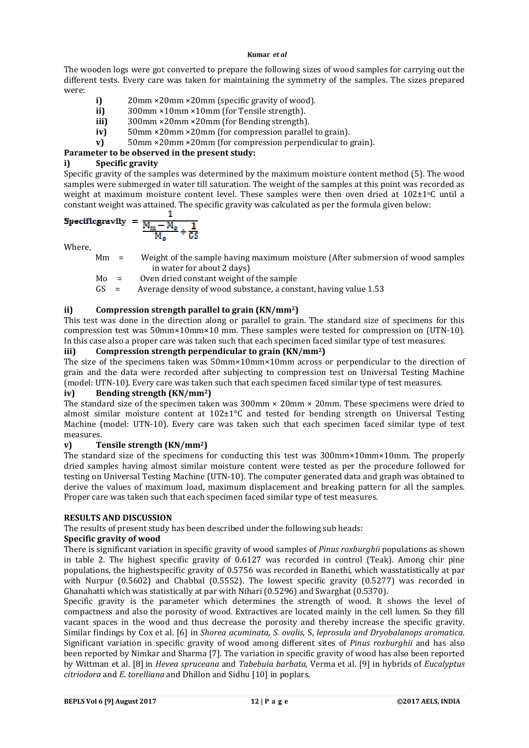The wooden logs were got converted to prepare the following sizes of wood samples for carrying out the different tests. Every care was taken for maintaining the symmetry of the samples. The sizes prepared were:

- **i)** 20mm ×20mm ×20mm (specific gravity of wood).
- **ii)** 300mm ×10mm ×10mm (for Tensile strength).
- **iii)** 300mm ×20mm ×20mm (for Bending strength).
- **iv)** 50mm ×20mm ×20mm (for compression parallel to grain).
- **v)** 50mm ×20mm ×20mm (for compression perpendicular to grain).

**Parameter to be observed in the present study:**

**i) Specific gravity**

Specific gravity of the samples was determined by the maximum moisture content method (5). The wood samples were submerged in water till saturation. The weight of the samples at this point was recorded as weight at maximum moisture content level. These samples were then oven dried at 102±1°C until a constant weight was attained. The specific gravity was calculated as per the formula given below:

$$\text{Specificgravity} = \frac{1}{\frac{M_m - M_o}{M_o} + \frac{1}{GS}}$$

Where,

Mm = Weight of the sample having maximum moisture (After submersion of wood samples in water for about 2 days)

Mo = Oven dried constant weight of the sample

GS = Average density of wood substance, a constant, having value 1.53

**ii) Compression strength parallel to grain (KN/mm$^2$)**

This test was done in the direction along or parallel to grain. The standard size of specimens for this compression test was 50mm×10mm×10 mm. These samples were tested for compression on (UTN-10). In this case also a proper care was taken such that each specimen faced similar type of test measures.

**iii) Compression strength perpendicular to grain (KN/mm$^2$)**

The size of the specimens taken was 50mm×10mm×10mm across or perpendicular to the direction of grain and the data were recorded after subjecting to compression test on Universal Testing Machine (model: UTN-10). Every care was taken such that each specimen faced similar type of test measures.

**iv) Bending strength (KN/mm$^2$)**

The standard size of the specimen taken was 300mm × 20mm × 20mm. These specimens were dried to almost similar moisture content at 102±1°C and tested for bending strength on Universal Testing Machine (model: UTN-10). Every care was taken such that each specimen faced similar type of test measures.

**v) Tensile strength (KN/mm$^2$)**

The standard size of the specimens for conducting this test was 300mm×10mm×10mm. The properly dried samples having almost similar moisture content were tested as per the procedure followed for testing on Universal Testing Machine (UTN-10). The computer generated data and graph was obtained to derive the values of maximum load, maximum displacement and breaking pattern for all the samples. Proper care was taken such that each specimen faced similar type of test measures.

## RESULTS AND DISCUSSION

The results of present study has been described under the following sub heads:

**Specific gravity of wood**

There is significant variation in specific gravity of wood samples of *Pinus roxburghii* populations as shown in table 2. The highest specific gravity of 0.6127 was recorded in control (Teak). Among chir pine populations, the highestspecific gravity of 0.5756 was recorded in Banethi, which wasstatistically at par with Nurpur (0.5602) and Chabbal (0.5552). The lowest specific gravity (0.5277) was recorded in Ghanahatti which was statistically at par with Nihari (0.5296) and Swarghat (0.5370).

Specific gravity is the parameter which determines the strength of wood. It shows the level of compactness and also the porosity of wood. Extractives are located mainly in the cell lumen. So they fill vacant spaces in the wood and thus decrease the porosity and thereby increase the specific gravity. Similar findings by Cox et al. [6] in *Shorea acuminata, S. ovalis,* S, *leprosula and Dryobalanops aromatica*. Significant variation in specific gravity of wood among different sites of *Pinus roxburghii* and has also been reported by Nimkar and Sharma [7]. The variation in specific gravity of wood has also been reported by Wittman et al. [8] in *Hevea spruceana* and *Tabebuia barbata,* Verma et al. [9] in hybrids of *Eucalyptus citriodora* and *E. torelliana* and Dhillon and Sidhu [10] in poplars.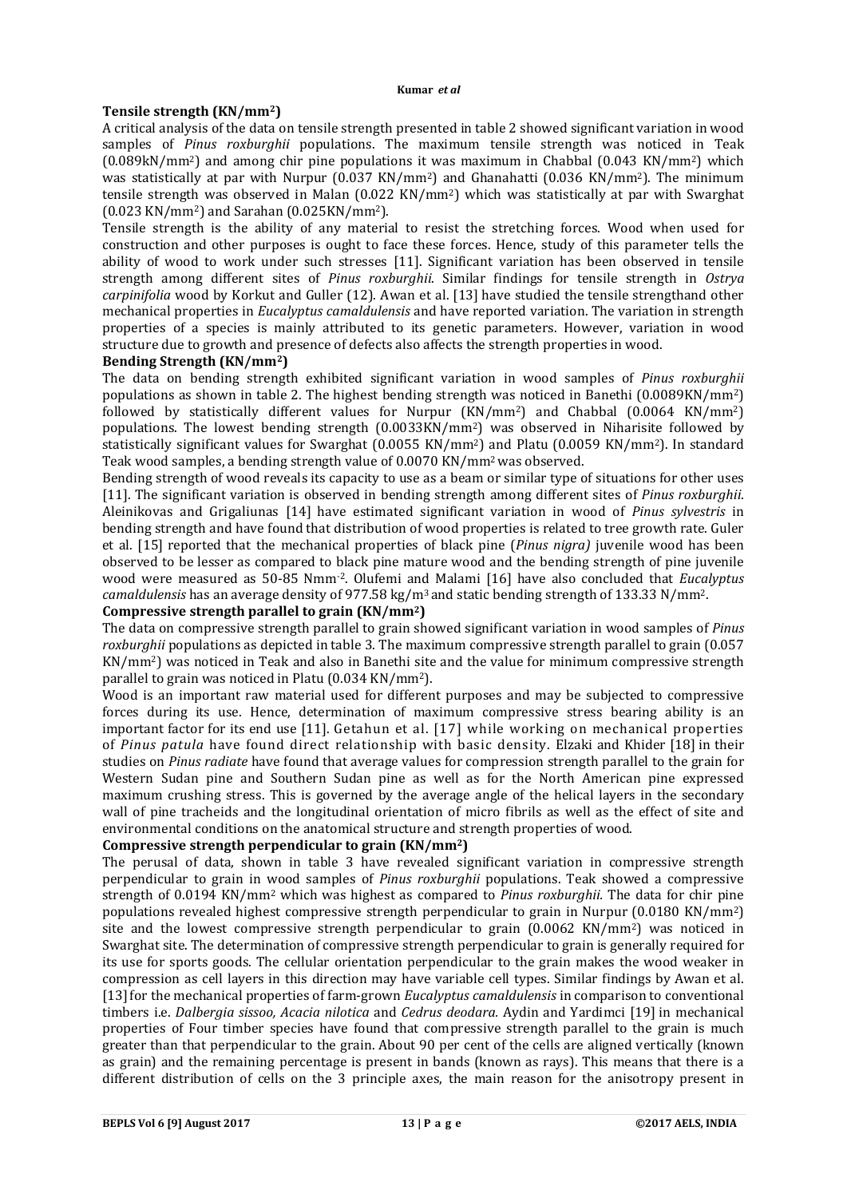### Tensile strength (KN/mm$^2$)

A critical analysis of the data on tensile strength presented in table 2 showed significant variation in wood samples of *Pinus roxburghii* populations. The maximum tensile strength was noticed in Teak (0.089kN/mm$^2$) and among chir pine populations it was maximum in Chabbal (0.043 KN/mm$^2$) which was statistically at par with Nurpur (0.037 KN/mm$^2$) and Ghanahatti (0.036 KN/mm$^2$). The minimum tensile strength was observed in Malan (0.022 KN/mm$^2$) which was statistically at par with Swarghat (0.023 KN/mm$^2$) and Sarahan (0.025KN/mm$^2$).

Tensile strength is the ability of any material to resist the stretching forces. Wood when used for construction and other purposes is ought to face these forces. Hence, study of this parameter tells the ability of wood to work under such stresses [11]. Significant variation has been observed in tensile strength among different sites of *Pinus roxburghii*. Similar findings for tensile strength in *Ostrya carpinifolia* wood by Korkut and Guller (12). Awan et al. [13] have studied the tensile strengthand other mechanical properties in *Eucalyptus camaldulensis* and have reported variation. The variation in strength properties of a species is mainly attributed to its genetic parameters. However, variation in wood structure due to growth and presence of defects also affects the strength properties in wood.

### Bending Strength (KN/mm$^2$)

The data on bending strength exhibited significant variation in wood samples of *Pinus roxburghii* populations as shown in table 2. The highest bending strength was noticed in Banethi (0.0089KN/mm$^2$) followed by statistically different values for Nurpur (KN/mm$^2$) and Chabbal (0.0064 KN/mm$^2$) populations. The lowest bending strength (0.0033KN/mm$^2$) was observed in Niharisite followed by statistically significant values for Swarghat (0.0055 KN/mm$^2$) and Platu (0.0059 KN/mm$^2$). In standard Teak wood samples, a bending strength value of 0.0070 KN/mm$^2$ was observed.

Bending strength of wood reveals its capacity to use as a beam or similar type of situations for other uses [11]. The significant variation is observed in bending strength among different sites of *Pinus roxburghii*. Aleinikovas and Grigaliunas [14] have estimated significant variation in wood of *Pinus sylvestris* in bending strength and have found that distribution of wood properties is related to tree growth rate. Guler et al. [15] reported that the mechanical properties of black pine (*Pinus nigra)* juvenile wood has been observed to be lesser as compared to black pine mature wood and the bending strength of pine juvenile wood were measured as 50-85 Nmm$^{-2}$. Olufemi and Malami [16] have also concluded that *Eucalyptus camaldulensis* has an average density of 977.58 kg/m$^3$ and static bending strength of 133.33 N/mm$^2$.

### Compressive strength parallel to grain (KN/mm$^2$)

The data on compressive strength parallel to grain showed significant variation in wood samples of *Pinus roxburghii* populations as depicted in table 3. The maximum compressive strength parallel to grain (0.057 KN/mm$^2$) was noticed in Teak and also in Banethi site and the value for minimum compressive strength parallel to grain was noticed in Platu (0.034 KN/mm$^2$).

Wood is an important raw material used for different purposes and may be subjected to compressive forces during its use. Hence, determination of maximum compressive stress bearing ability is an important factor for its end use [11]. Getahun et al. [17] while working on mechanical properties of *Pinus patula* have found direct relationship with basic density. Elzaki and Khider [18] in their studies on *Pinus radiate* have found that average values for compression strength parallel to the grain for Western Sudan pine and Southern Sudan pine as well as for the North American pine expressed maximum crushing stress. This is governed by the average angle of the helical layers in the secondary wall of pine tracheids and the longitudinal orientation of micro fibrils as well as the effect of site and environmental conditions on the anatomical structure and strength properties of wood.

### Compressive strength perpendicular to grain (KN/mm$^2$)

The perusal of data, shown in table 3 have revealed significant variation in compressive strength perpendicular to grain in wood samples of *Pinus roxburghii* populations. Teak showed a compressive strength of 0.0194 KN/mm$^2$ which was highest as compared to *Pinus roxburghii*. The data for chir pine populations revealed highest compressive strength perpendicular to grain in Nurpur (0.0180 KN/mm$^2$) site and the lowest compressive strength perpendicular to grain (0.0062 KN/mm$^2$) was noticed in Swarghat site. The determination of compressive strength perpendicular to grain is generally required for its use for sports goods. The cellular orientation perpendicular to the grain makes the wood weaker in compression as cell layers in this direction may have variable cell types. Similar findings by Awan et al. [13] for the mechanical properties of farm-grown *Eucalyptus camaldulensis* in comparison to conventional timbers i.e. *Dalbergia sissoo, Acacia nilotica* and *Cedrus deodara.* Aydin and Yardimci [19] in mechanical properties of Four timber species have found that compressive strength parallel to the grain is much greater than that perpendicular to the grain. About 90 per cent of the cells are aligned vertically (known as grain) and the remaining percentage is present in bands (known as rays). This means that there is a different distribution of cells on the 3 principle axes, the main reason for the anisotropy present in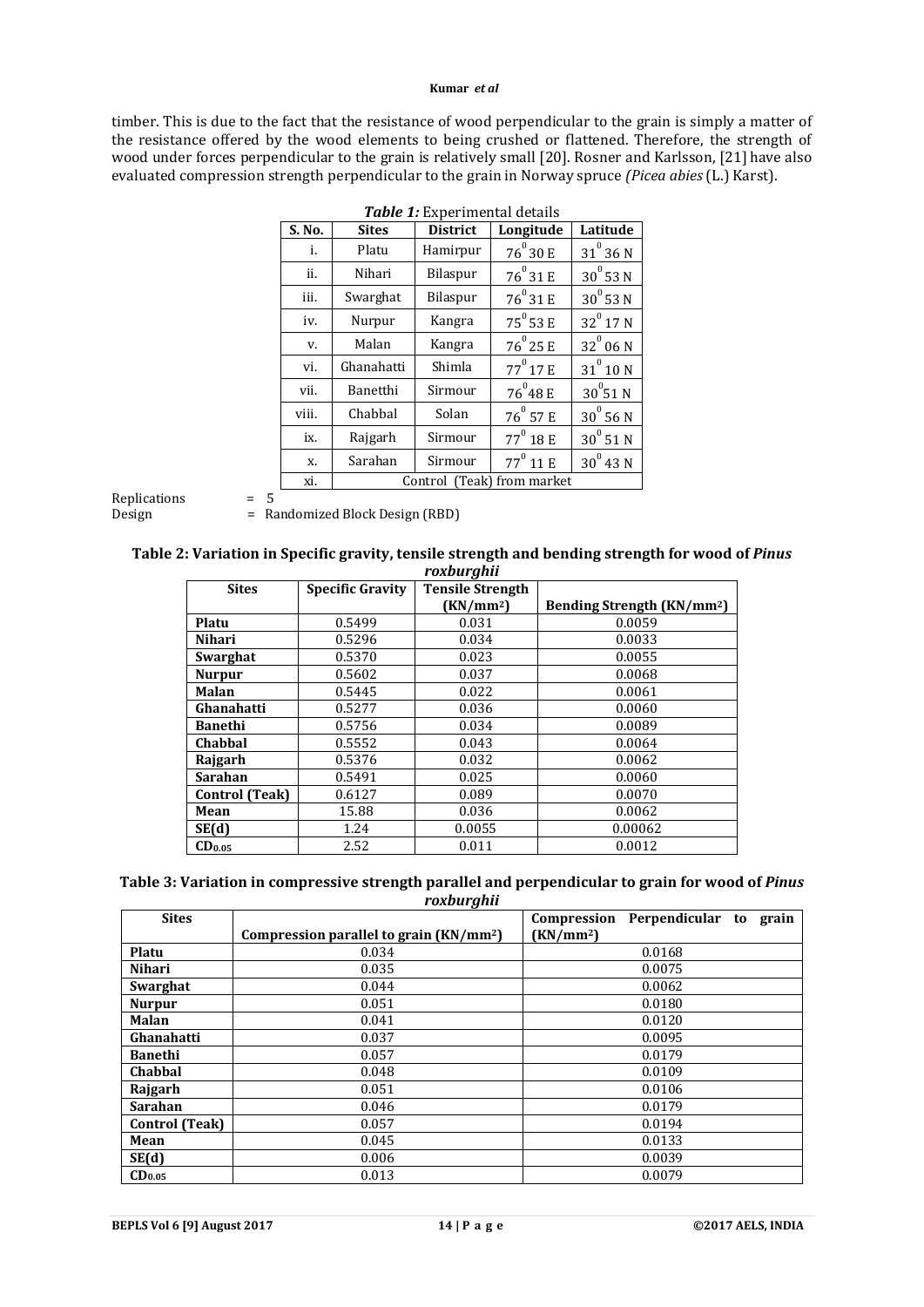timber. This is due to the fact that the resistance of wood perpendicular to the grain is simply a matter of the resistance offered by the wood elements to being crushed or flattened. Therefore, the strength of wood under forces perpendicular to the grain is relatively small [20]. Rosner and Karlsson, [21] have also evaluated compression strength perpendicular to the grain in Norway spruce *(Picea abies* (L.) Karst).

***Table 1:*** Experimental details

| S. No. | Sites | District | Longitude | Latitude |
|---|---|---|---|---|
| i. | Platu | Hamirpur | $76^0$ 30 E | $31^0$ 36 N |
| ii. | Nihari | Bilaspur | $76^0$ 31 E | $30^0$ 53 N |
| iii. | Swarghat | Bilaspur | $76^0$ 31 E | $30^0$ 53 N |
| iv. | Nurpur | Kangra | $75^0$ 53 E | $32^0$ 17 N |
| v. | Malan | Kangra | $76^0$ 25 E | $32^0$ 06 N |
| vi. | Ghanahatti | Shimla | $77^0$ 17 E | $31^0$ 10 N |
| vii. | Banetthi | Sirmour | $76^0$ 48 E | $30^0$ 51 N |
| viii. | Chabbal | Solan | $76^0$ 57 E | $30^0$ 56 N |
| ix. | Rajgarh | Sirmour | $77^0$ 18 E | $30^0$ 51 N |
| x. | Sarahan | Sirmour | $77^0$ 11 E | $30^0$ 43 N |
| xi. | Control (Teak) from market | | | |

Replications = 5
Design = Randomized Block Design (RBD)

**Table 2: Variation in Specific gravity, tensile strength and bending strength for wood of *Pinus roxburghii***

| Sites | Specific Gravity | Tensile Strength (KN/mm²) | Bending Strength (KN/mm²) |
|---|---|---|---|
| **Platu** | 0.5499 | 0.031 | 0.0059 |
| **Nihari** | 0.5296 | 0.034 | 0.0033 |
| **Swarghat** | 0.5370 | 0.023 | 0.0055 |
| **Nurpur** | 0.5602 | 0.037 | 0.0068 |
| **Malan** | 0.5445 | 0.022 | 0.0061 |
| **Ghanahatti** | 0.5277 | 0.036 | 0.0060 |
| **Banethi** | 0.5756 | 0.034 | 0.0089 |
| **Chabbal** | 0.5552 | 0.043 | 0.0064 |
| **Rajgarh** | 0.5376 | 0.032 | 0.0062 |
| **Sarahan** | 0.5491 | 0.025 | 0.0060 |
| **Control (Teak)** | 0.6127 | 0.089 | 0.0070 |
| **Mean** | 15.88 | 0.036 | 0.0062 |
| **SE(d)** | 1.24 | 0.0055 | 0.00062 |
| **$CD_{0.05}$** | 2.52 | 0.011 | 0.0012 |

**Table 3: Variation in compressive strength parallel and perpendicular to grain for wood of *Pinus roxburghii***

| Sites | Compression parallel to grain (KN/mm²) | Compression Perpendicular to grain (KN/mm²) |
|---|---|---|
| **Platu** | 0.034 | 0.0168 |
| **Nihari** | 0.035 | 0.0075 |
| **Swarghat** | 0.044 | 0.0062 |
| **Nurpur** | 0.051 | 0.0180 |
| **Malan** | 0.041 | 0.0120 |
| **Ghanahatti** | 0.037 | 0.0095 |
| **Banethi** | 0.057 | 0.0179 |
| **Chabbal** | 0.048 | 0.0109 |
| **Rajgarh** | 0.051 | 0.0106 |
| **Sarahan** | 0.046 | 0.0179 |
| **Control (Teak)** | 0.057 | 0.0194 |
| **Mean** | 0.045 | 0.0133 |
| **SE(d)** | 0.006 | 0.0039 |
| **$CD_{0.05}$** | 0.013 | 0.0079 |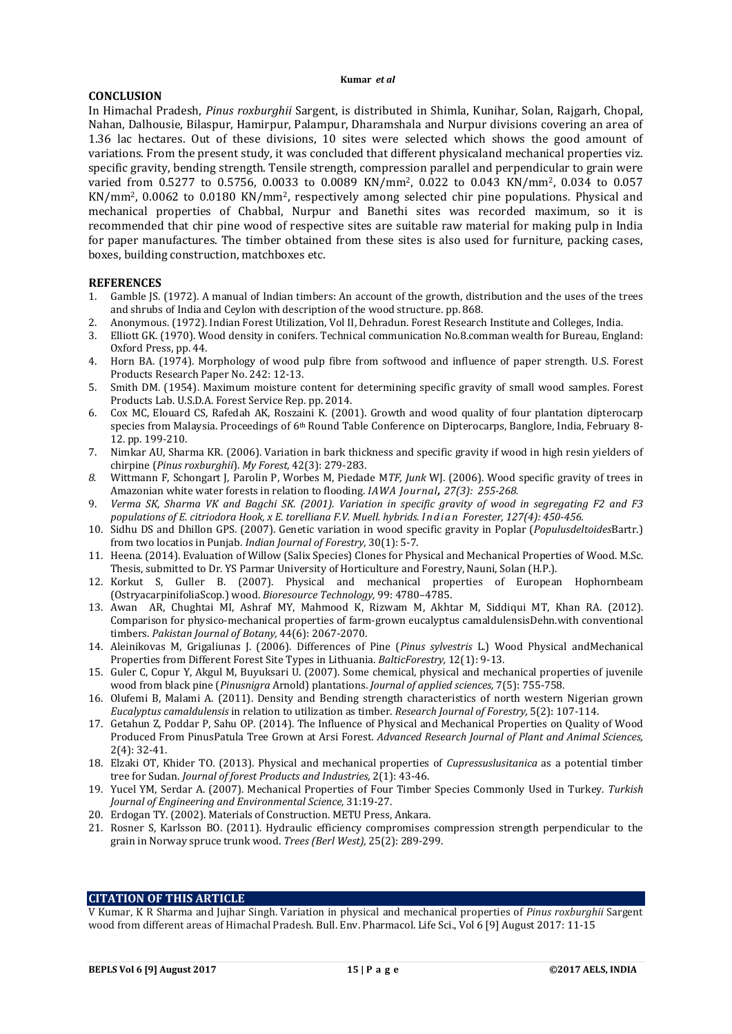## CONCLUSION

In Himachal Pradesh, *Pinus roxburghii* Sargent, is distributed in Shimla, Kunihar, Solan, Rajgarh, Chopal, Nahan, Dalhousie, Bilaspur, Hamirpur, Palampur, Dharamshala and Nurpur divisions covering an area of 1.36 lac hectares. Out of these divisions, 10 sites were selected which shows the good amount of variations. From the present study, it was concluded that different physicaland mechanical properties viz. specific gravity, bending strength. Tensile strength, compression parallel and perpendicular to grain were varied from 0.5277 to 0.5756, 0.0033 to 0.0089 KN/mm$^2$, 0.022 to 0.043 KN/mm$^2$, 0.034 to 0.057 KN/mm$^2$, 0.0062 to 0.0180 KN/mm$^2$, respectively among selected chir pine populations. Physical and mechanical properties of Chabbal, Nurpur and Banethi sites was recorded maximum, so it is recommended that chir pine wood of respective sites are suitable raw material for making pulp in India for paper manufactures. The timber obtained from these sites is also used for furniture, packing cases, boxes, building construction, matchboxes etc.

## REFERENCES

1. Gamble JS. (1972). A manual of Indian timbers: An account of the growth, distribution and the uses of the trees and shrubs of India and Ceylon with description of the wood structure. pp. 868.
2. Anonymous. (1972). Indian Forest Utilization, Vol II, Dehradun. Forest Research Institute and Colleges, India.
3. Elliott GK. (1970). Wood density in conifers. Technical communication No.8.comman wealth for Bureau, England: Oxford Press, pp. 44.
4. Horn BA. (1974). Morphology of wood pulp fibre from softwood and influence of paper strength. U.S. Forest Products Research Paper No. 242: 12-13.
5. Smith DM. (1954). Maximum moisture content for determining specific gravity of small wood samples. Forest Products Lab. U.S.D.A. Forest Service Rep. pp. 2014.
6. Cox MC, Elouard CS, Rafedah AK, Roszaini K. (2001). Growth and wood quality of four plantation dipterocarp species from Malaysia. Proceedings of 6th Round Table Conference on Dipterocarps, Banglore, India, February 8-12. pp. 199-210.
7. Nimkar AU, Sharma KR. (2006). Variation in bark thickness and specific gravity if wood in high resin yielders of chirpine (*Pinus roxburghii*). *My Forest,* 42(3): 279-283.
8. Wittmann F, Schongart J, Parolin P, Worbes M, Piedade M*TF, Junk* WJ. (2006). Wood specific gravity of trees in Amazonian white water forests in relation to flooding. *IAWA Journal, 27(3): 255-268.*
9. *Verma SK, Sharma VK and Bagchi SK. (2001). Variation in specific gravity of wood in segregating F2 and F3 populations of E. citriodora Hook, x E. torelliana F.V. Muell. hybrids. Indian Forester, 127(4): 450-456.*
10. Sidhu DS and Dhillon GPS. (2007). Genetic variation in wood specific gravity in Poplar (*Populusdeltoides*Bartr.) from two locatios in Punjab. *Indian Journal of Forestry,* 30(1): 5-7.
11. Heena. (2014). Evaluation of Willow (Salix Species) Clones for Physical and Mechanical Properties of Wood. M.Sc. Thesis, submitted to Dr. YS Parmar University of Horticulture and Forestry, Nauni, Solan (H.P.).
12. Korkut S, Guller B. (2007). Physical and mechanical properties of European Hophornbeam (OstryacarpinifoliaScop.) wood. *Bioresource Technology,* 99: 4780–4785.
13. Awan AR, Chughtai MI, Ashraf MY, Mahmood K, Rizwam M, Akhtar M, Siddiqui MT, Khan RA. (2012). Comparison for physico-mechanical properties of farm-grown eucalyptus camaldulensisDehn.with conventional timbers. *Pakistan Journal of Botany,* 44(6): 2067-2070.
14. Aleinikovas M, Grigaliunas J. (2006). Differences of Pine (*Pinus sylvestris* L.) Wood Physical andMechanical Properties from Different Forest Site Types in Lithuania. *BalticForestry,* 12(1): 9-13.
15. Guler C, Copur Y, Akgul M, Buyuksari U. (2007). Some chemical, physical and mechanical properties of juvenile wood from black pine (*Pinusnigra* Arnold) plantations. *Journal of applied sciences,* 7(5): 755-758.
16. Olufemi B, Malami A. (2011). Density and Bending strength characteristics of north western Nigerian grown *Eucalyptus camaldulensis* in relation to utilization as timber. *Research Journal of Forestry,* 5(2): 107-114.
17. Getahun Z, Poddar P, Sahu OP. (2014). The Influence of Physical and Mechanical Properties on Quality of Wood Produced From PinusPatula Tree Grown at Arsi Forest. *Advanced Research Journal of Plant and Animal Sciences,* 2(4): 32-41.
18. Elzaki OT, Khider TO. (2013). Physical and mechanical properties of *Cupressuslusitanica* as a potential timber tree for Sudan. *Journal of forest Products and Industries,* 2(1): 43-46.
19. Yucel YM, Serdar A. (2007). Mechanical Properties of Four Timber Species Commonly Used in Turkey. *Turkish Journal of Engineering and Environmental Science,* 31:19-27.
20. Erdogan TY. (2002). Materials of Construction. METU Press, Ankara.
21. Rosner S, Karlsson BO. (2011). Hydraulic efficiency compromises compression strength perpendicular to the grain in Norway spruce trunk wood. *Trees (Berl West),* 25(2): 289-299.

## CITATION OF THIS ARTICLE

V Kumar, K R Sharma and Jujhar Singh. Variation in physical and mechanical properties of *Pinus roxburghii* Sargent wood from different areas of Himachal Pradesh. Bull. Env. Pharmacol. Life Sci., Vol 6 [9] August 2017: 11-15